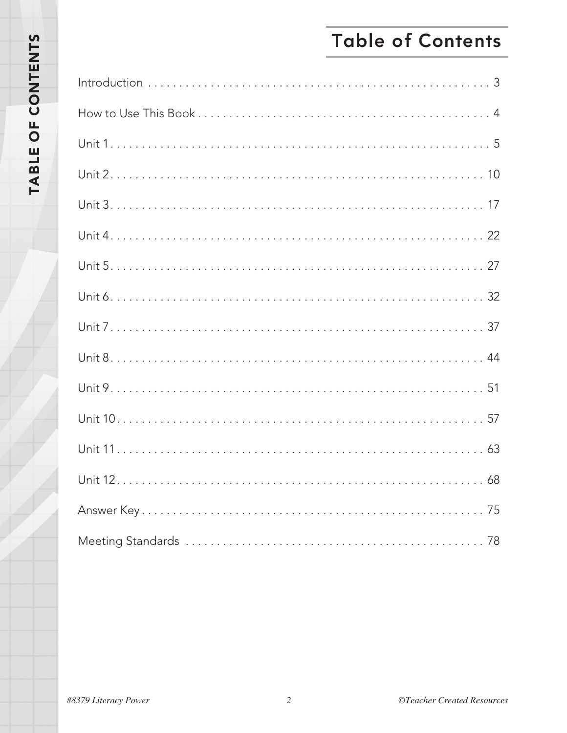# Table of Contents

Introduction . . . . . . . . . . . . . . . . . . . . . . . . . . . . . . . . . . . . . . . . . . . . . . . . . . . . . . . . . 3

How to Use This Book . . . . . . . . . . . . . . . . . . . . . . . . . . . . . . . . . . . . . . . . . . . . . . . . . 4

Unit 1 . . . . . . . . . . . . . . . . . . . . . . . . . . . . . . . . . . . . . . . . . . . . . . . . . . . . . . . . . . . . . 5

Unit 2 . . . . . . . . . . . . . . . . . . . . . . . . . . . . . . . . . . . . . . . . . . . . . . . . . . . . . . . . . . . . 10

Unit 3 . . . . . . . . . . . . . . . . . . . . . . . . . . . . . . . . . . . . . . . . . . . . . . . . . . . . . . . . . . . . 17

Unit 4 . . . . . . . . . . . . . . . . . . . . . . . . . . . . . . . . . . . . . . . . . . . . . . . . . . . . . . . . . . . . 22

Unit 5 . . . . . . . . . . . . . . . . . . . . . . . . . . . . . . . . . . . . . . . . . . . . . . . . . . . . . . . . . . . . 27

Unit 6 . . . . . . . . . . . . . . . . . . . . . . . . . . . . . . . . . . . . . . . . . . . . . . . . . . . . . . . . . . . . 32

Unit 7 . . . . . . . . . . . . . . . . . . . . . . . . . . . . . . . . . . . . . . . . . . . . . . . . . . . . . . . . . . . . 37

Unit 8 . . . . . . . . . . . . . . . . . . . . . . . . . . . . . . . . . . . . . . . . . . . . . . . . . . . . . . . . . . . . 44

Unit 9 . . . . . . . . . . . . . . . . . . . . . . . . . . . . . . . . . . . . . . . . . . . . . . . . . . . . . . . . . . . . 51

Unit 10 . . . . . . . . . . . . . . . . . . . . . . . . . . . . . . . . . . . . . . . . . . . . . . . . . . . . . . . . . . . 57

Unit 11 . . . . . . . . . . . . . . . . . . . . . . . . . . . . . . . . . . . . . . . . . . . . . . . . . . . . . . . . . . . 63

Unit 12 . . . . . . . . . . . . . . . . . . . . . . . . . . . . . . . . . . . . . . . . . . . . . . . . . . . . . . . . . . . 68

Answer Key . . . . . . . . . . . . . . . . . . . . . . . . . . . . . . . . . . . . . . . . . . . . . . . . . . . . . . . . 75

Meeting Standards . . . . . . . . . . . . . . . . . . . . . . . . . . . . . . . . . . . . . . . . . . . . . . . . . . 78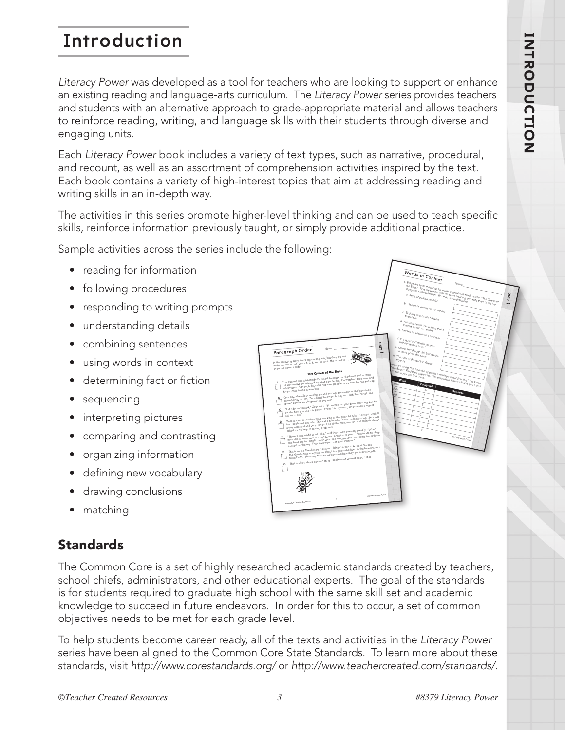# Introduction

*Literacy Power* was developed as a tool for teachers who are looking to support or enhance an existing reading and language-arts curriculum. The *Literacy Power* series provides teachers and students with an alternative approach to grade-appropriate material and allows teachers to reinforce reading, writing, and language skills with their students through diverse and engaging units.

Each *Literacy Power* book includes a variety of text types, such as narrative, procedural, and recount, as well as an assortment of comprehension activities inspired by the text. Each book contains a variety of high-interest topics that aim at addressing reading and writing skills in an in-depth way.

The activities in this series promote higher-level thinking and can be used to teach specific skills, reinforce information previously taught, or simply provide additional practice.

Sample activities across the series include the following:

- reading for information
- following procedures
- responding to writing prompts
- understanding details
- combining sentences
- using words in context
- determining fact or fiction
- sequencing
- interpreting pictures
- comparing and contrasting
- organizing information
- defining new vocabulary
- drawing conclusions
- matching

## Standards

The Common Core is a set of highly researched academic standards created by teachers, school chiefs, administrators, and other educational experts. The goal of the standards is for students required to graduate high school with the same skill set and academic knowledge to succeed in future endeavors. In order for this to occur, a set of common objectives needs to be met for each grade level.

To help students become career ready, all of the texts and activities in the *Literacy Power* series have been aligned to the Common Core State Standards. To learn more about these standards, visit *http://www.corestandards.org/* or *http://www.teachercreated.com/standards/*.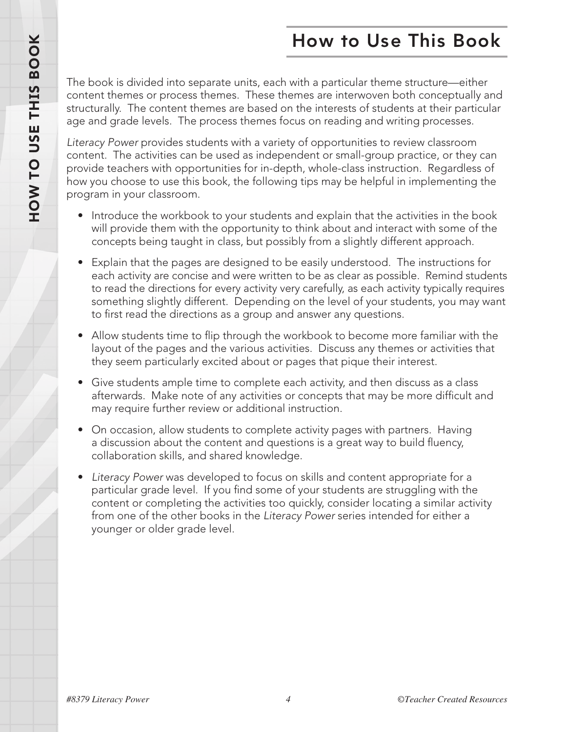# How to Use This Book

The book is divided into separate units, each with a particular theme structure—either content themes or process themes. These themes are interwoven both conceptually and structurally. The content themes are based on the interests of students at their particular age and grade levels. The process themes focus on reading and writing processes.

*Literacy Power* provides students with a variety of opportunities to review classroom content. The activities can be used as independent or small-group practice, or they can provide teachers with opportunities for in-depth, whole-class instruction. Regardless of how you choose to use this book, the following tips may be helpful in implementing the program in your classroom.

- Introduce the workbook to your students and explain that the activities in the book will provide them with the opportunity to think about and interact with some of the concepts being taught in class, but possibly from a slightly different approach.
- Explain that the pages are designed to be easily understood. The instructions for each activity are concise and were written to be as clear as possible. Remind students to read the directions for every activity very carefully, as each activity typically requires something slightly different. Depending on the level of your students, you may want to first read the directions as a group and answer any questions.
- Allow students time to flip through the workbook to become more familiar with the layout of the pages and the various activities. Discuss any themes or activities that they seem particularly excited about or pages that pique their interest.
- Give students ample time to complete each activity, and then discuss as a class afterwards. Make note of any activities or concepts that may be more difficult and may require further review or additional instruction.
- On occasion, allow students to complete activity pages with partners. Having a discussion about the content and questions is a great way to build fluency, collaboration skills, and shared knowledge.
- *Literacy Power* was developed to focus on skills and content appropriate for a particular grade level. If you find some of your students are struggling with the content or completing the activities too quickly, consider locating a similar activity from one of the other books in the *Literacy Power* series intended for either a younger or older grade level.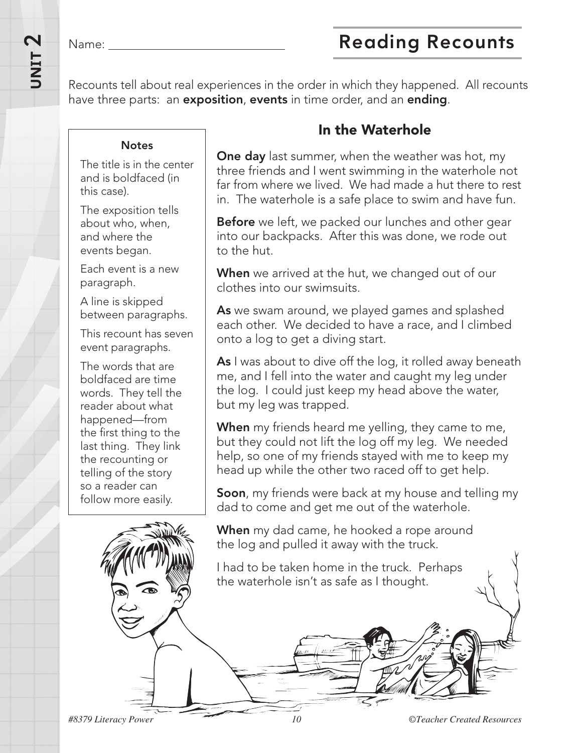Name: ____________________________

# Reading Recounts

Recounts tell about real experiences in the order in which they happened. All recounts have three parts: an **exposition**, **events** in time order, and an **ending**.

## In the Waterhole

**One day** last summer, when the weather was hot, my three friends and I went swimming in the waterhole not far from where we lived. We had made a hut there to rest in. The waterhole is a safe place to swim and have fun.

**Before** we left, we packed our lunches and other gear into our backpacks. After this was done, we rode out to the hut.

**When** we arrived at the hut, we changed out of our clothes into our swimsuits.

**As** we swam around, we played games and splashed each other. We decided to have a race, and I climbed onto a log to get a diving start.

**As** I was about to dive off the log, it rolled away beneath me, and I fell into the water and caught my leg under the log. I could just keep my head above the water, but my leg was trapped.

**When** my friends heard me yelling, they came to me, but they could not lift the log off my leg. We needed help, so one of my friends stayed with me to keep my head up while the other two raced off to get help.

**Soon**, my friends were back at my house and telling my dad to come and get me out of the waterhole.

**When** my dad came, he hooked a rope around the log and pulled it away with the truck.

I had to be taken home in the truck. Perhaps the waterhole isn't as safe as I thought.

**Notes**

The title is in the center and is boldfaced (in this case).

The exposition tells about who, when, and where the events began.

Each event is a new paragraph.

A line is skipped between paragraphs.

This recount has seven event paragraphs.

The words that are boldfaced are time words. They tell the reader about what happened—from the first thing to the last thing. They link the recounting or telling of the story so a reader can follow more easily.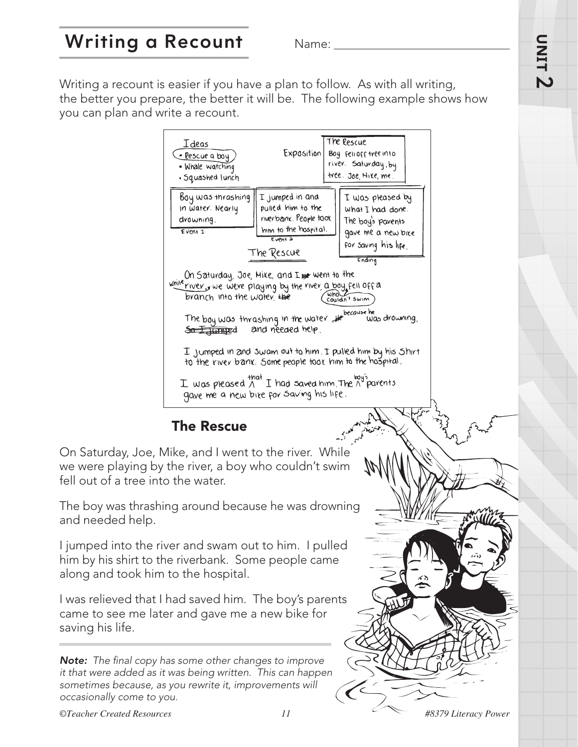# Writing a Recount

Name: ______________________

Writing a recount is easier if you have a plan to follow. As with all writing, the better you prepare, the better it will be. The following example shows how you can plan and write a recount.

Ideas
- Rescue a boy
- Whale watching
- Squashed lunch

Exposition: The Rescue — Boy fell off tree into river. Saturday, by tree. Joe, Mike, me.

Event 1: Boy was thrashing in water. Nearly drowning.

Event 2: I jumped in and pulled him to the riverbank. People took him to the hospital.

Ending: I was pleased by what I had done. The boy's parents gave me a new bike for saving his life.

The Rescue

On Saturday, Joe, Mike, and I went to the river. While we were playing by the river, a boy who couldn't swim fell off a branch into the water.

The boy was thrashing in the water because he was drowning and needed help.

I jumped in and swam out to him. I pulled him by his shirt to the river bank. Some people took him to the hospital.

I was pleased that I had saved him. The boy's parents gave me a new bike for saving his life.

## The Rescue

On Saturday, Joe, Mike, and I went to the river. While we were playing by the river, a boy who couldn't swim fell out of a tree into the water.

The boy was thrashing around because he was drowning and needed help.

I jumped into the river and swam out to him. I pulled him by his shirt to the riverbank. Some people came along and took him to the hospital.

I was relieved that I had saved him. The boy's parents came to see me later and gave me a new bike for saving his life.

***Note:*** *The final copy has some other changes to improve it that were added as it was being written. This can happen sometimes because, as you rewrite it, improvements will occasionally come to you.*